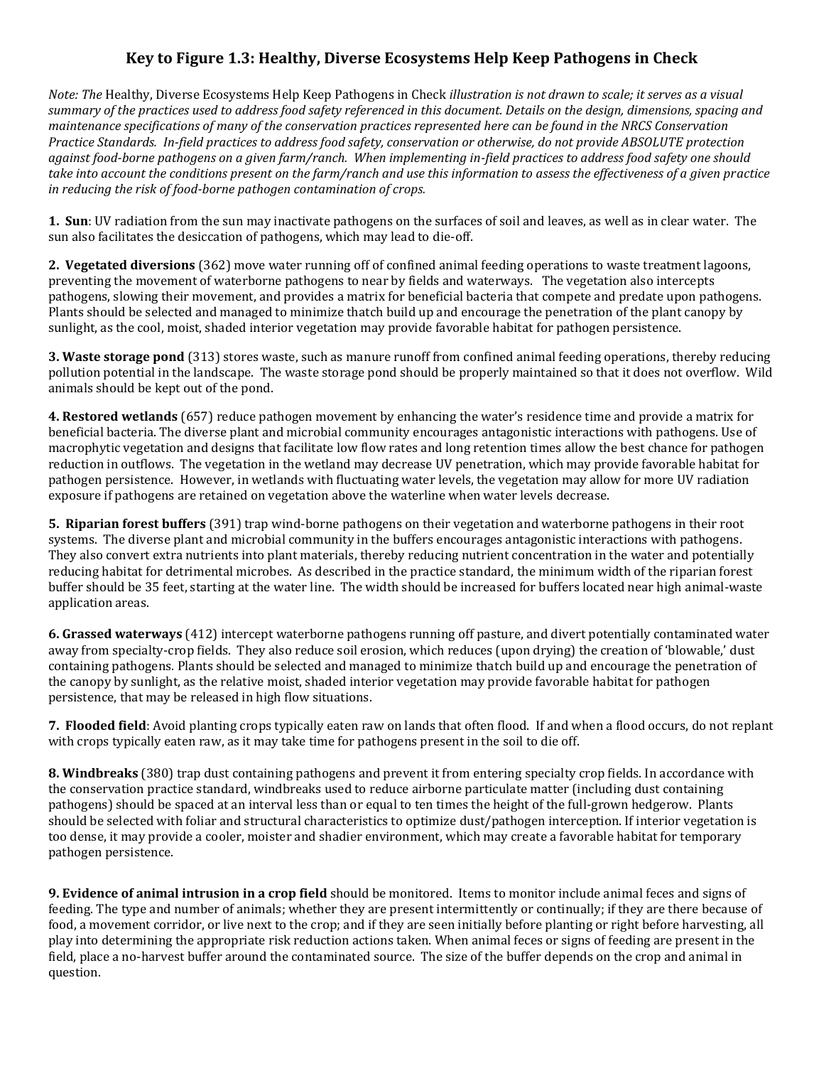# Key to Figure 1.3: Healthy, Diverse Ecosystems Help Keep Pathogens in Check

*Note: The* Healthy, Diverse Ecosystems Help Keep Pathogens in Check *illustration is not drawn to scale; it serves as a visual summary of the practices used to address food safety referenced in this document. Details on the design, dimensions, spacing and maintenance specifications of many of the conservation practices represented here can be found in the NRCS Conservation Practice Standards. In-field practices to address food safety, conservation or otherwise, do not provide ABSOLUTE protection against food-borne pathogens on a given farm/ranch. When implementing in-field practices to address food safety one should take into account the conditions present on the farm/ranch and use this information to assess the effectiveness of a given practice in reducing the risk of food-borne pathogen contamination of crops.*

**1. Sun**: UV radiation from the sun may inactivate pathogens on the surfaces of soil and leaves, as well as in clear water. The sun also facilitates the desiccation of pathogens, which may lead to die-off.

**2. Vegetated diversions** (362) move water running off of confined animal feeding operations to waste treatment lagoons, preventing the movement of waterborne pathogens to near by fields and waterways. The vegetation also intercepts pathogens, slowing their movement, and provides a matrix for beneficial bacteria that compete and predate upon pathogens. Plants should be selected and managed to minimize thatch build up and encourage the penetration of the plant canopy by sunlight, as the cool, moist, shaded interior vegetation may provide favorable habitat for pathogen persistence.

**3. Waste storage pond** (313) stores waste, such as manure runoff from confined animal feeding operations, thereby reducing pollution potential in the landscape. The waste storage pond should be properly maintained so that it does not overflow. Wild animals should be kept out of the pond.

**4. Restored wetlands** (657) reduce pathogen movement by enhancing the water's residence time and provide a matrix for beneficial bacteria. The diverse plant and microbial community encourages antagonistic interactions with pathogens. Use of macrophytic vegetation and designs that facilitate low flow rates and long retention times allow the best chance for pathogen reduction in outflows. The vegetation in the wetland may decrease UV penetration, which may provide favorable habitat for pathogen persistence. However, in wetlands with fluctuating water levels, the vegetation may allow for more UV radiation exposure if pathogens are retained on vegetation above the waterline when water levels decrease.

**5. Riparian forest buffers** (391) trap wind-borne pathogens on their vegetation and waterborne pathogens in their root systems. The diverse plant and microbial community in the buffers encourages antagonistic interactions with pathogens. They also convert extra nutrients into plant materials, thereby reducing nutrient concentration in the water and potentially reducing habitat for detrimental microbes. As described in the practice standard, the minimum width of the riparian forest buffer should be 35 feet, starting at the water line. The width should be increased for buffers located near high animal-waste application areas.

**6. Grassed waterways** (412) intercept waterborne pathogens running off pasture, and divert potentially contaminated water away from specialty-crop fields. They also reduce soil erosion, which reduces (upon drying) the creation of 'blowable,' dust containing pathogens. Plants should be selected and managed to minimize thatch build up and encourage the penetration of the canopy by sunlight, as the relative moist, shaded interior vegetation may provide favorable habitat for pathogen persistence, that may be released in high flow situations.

**7. Flooded field**: Avoid planting crops typically eaten raw on lands that often flood. If and when a flood occurs, do not replant with crops typically eaten raw, as it may take time for pathogens present in the soil to die off.

**8. Windbreaks** (380) trap dust containing pathogens and prevent it from entering specialty crop fields. In accordance with the conservation practice standard, windbreaks used to reduce airborne particulate matter (including dust containing pathogens) should be spaced at an interval less than or equal to ten times the height of the full-grown hedgerow. Plants should be selected with foliar and structural characteristics to optimize dust/pathogen interception. If interior vegetation is too dense, it may provide a cooler, moister and shadier environment, which may create a favorable habitat for temporary pathogen persistence.

**9. Evidence of animal intrusion in a crop field** should be monitored. Items to monitor include animal feces and signs of feeding. The type and number of animals; whether they are present intermittently or continually; if they are there because of food, a movement corridor, or live next to the crop; and if they are seen initially before planting or right before harvesting, all play into determining the appropriate risk reduction actions taken. When animal feces or signs of feeding are present in the field, place a no-harvest buffer around the contaminated source. The size of the buffer depends on the crop and animal in question.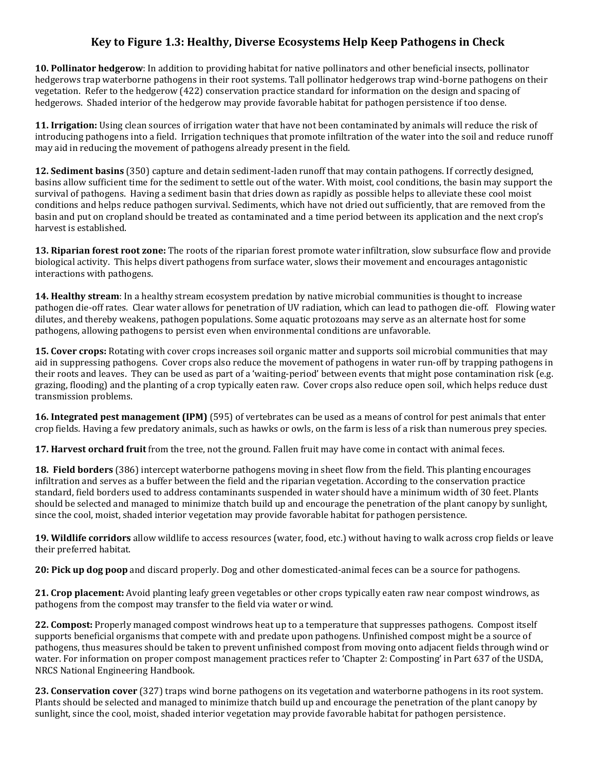## Key to Figure 1.3: Healthy, Diverse Ecosystems Help Keep Pathogens in Check

**10. Pollinator hedgerow**: In addition to providing habitat for native pollinators and other beneficial insects, pollinator hedgerows trap waterborne pathogens in their root systems. Tall pollinator hedgerows trap wind-borne pathogens on their vegetation. Refer to the hedgerow (422) conservation practice standard for information on the design and spacing of hedgerows. Shaded interior of the hedgerow may provide favorable habitat for pathogen persistence if too dense.

**11. Irrigation:** Using clean sources of irrigation water that have not been contaminated by animals will reduce the risk of introducing pathogens into a field. Irrigation techniques that promote infiltration of the water into the soil and reduce runoff may aid in reducing the movement of pathogens already present in the field.

**12. Sediment basins** (350) capture and detain sediment-laden runoff that may contain pathogens. If correctly designed, basins allow sufficient time for the sediment to settle out of the water. With moist, cool conditions, the basin may support the survival of pathogens. Having a sediment basin that dries down as rapidly as possible helps to alleviate these cool moist conditions and helps reduce pathogen survival. Sediments, which have not dried out sufficiently, that are removed from the basin and put on cropland should be treated as contaminated and a time period between its application and the next crop's harvest is established.

**13. Riparian forest root zone:** The roots of the riparian forest promote water infiltration, slow subsurface flow and provide biological activity. This helps divert pathogens from surface water, slows their movement and encourages antagonistic interactions with pathogens.

**14. Healthy stream**: In a healthy stream ecosystem predation by native microbial communities is thought to increase pathogen die-off rates. Clear water allows for penetration of UV radiation, which can lead to pathogen die-off. Flowing water dilutes, and thereby weakens, pathogen populations. Some aquatic protozoans may serve as an alternate host for some pathogens, allowing pathogens to persist even when environmental conditions are unfavorable.

**15. Cover crops:** Rotating with cover crops increases soil organic matter and supports soil microbial communities that may aid in suppressing pathogens. Cover crops also reduce the movement of pathogens in water run-off by trapping pathogens in their roots and leaves. They can be used as part of a 'waiting-period' between events that might pose contamination risk (e.g. grazing, flooding) and the planting of a crop typically eaten raw. Cover crops also reduce open soil, which helps reduce dust transmission problems.

**16. Integrated pest management (IPM)** (595) of vertebrates can be used as a means of control for pest animals that enter crop fields. Having a few predatory animals, such as hawks or owls, on the farm is less of a risk than numerous prey species.

**17. Harvest orchard fruit** from the tree, not the ground. Fallen fruit may have come in contact with animal feces.

**18. Field borders** (386) intercept waterborne pathogens moving in sheet flow from the field. This planting encourages infiltration and serves as a buffer between the field and the riparian vegetation. According to the conservation practice standard, field borders used to address contaminants suspended in water should have a minimum width of 30 feet. Plants should be selected and managed to minimize thatch build up and encourage the penetration of the plant canopy by sunlight, since the cool, moist, shaded interior vegetation may provide favorable habitat for pathogen persistence.

**19. Wildlife corridors** allow wildlife to access resources (water, food, etc.) without having to walk across crop fields or leave their preferred habitat.

**20: Pick up dog poop** and discard properly. Dog and other domesticated-animal feces can be a source for pathogens.

**21. Crop placement:** Avoid planting leafy green vegetables or other crops typically eaten raw near compost windrows, as pathogens from the compost may transfer to the field via water or wind.

**22. Compost:** Properly managed compost windrows heat up to a temperature that suppresses pathogens. Compost itself supports beneficial organisms that compete with and predate upon pathogens. Unfinished compost might be a source of pathogens, thus measures should be taken to prevent unfinished compost from moving onto adjacent fields through wind or water. For information on proper compost management practices refer to 'Chapter 2: Composting' in Part 637 of the USDA, NRCS National Engineering Handbook.

**23. Conservation cover** (327) traps wind borne pathogens on its vegetation and waterborne pathogens in its root system. Plants should be selected and managed to minimize thatch build up and encourage the penetration of the plant canopy by sunlight, since the cool, moist, shaded interior vegetation may provide favorable habitat for pathogen persistence.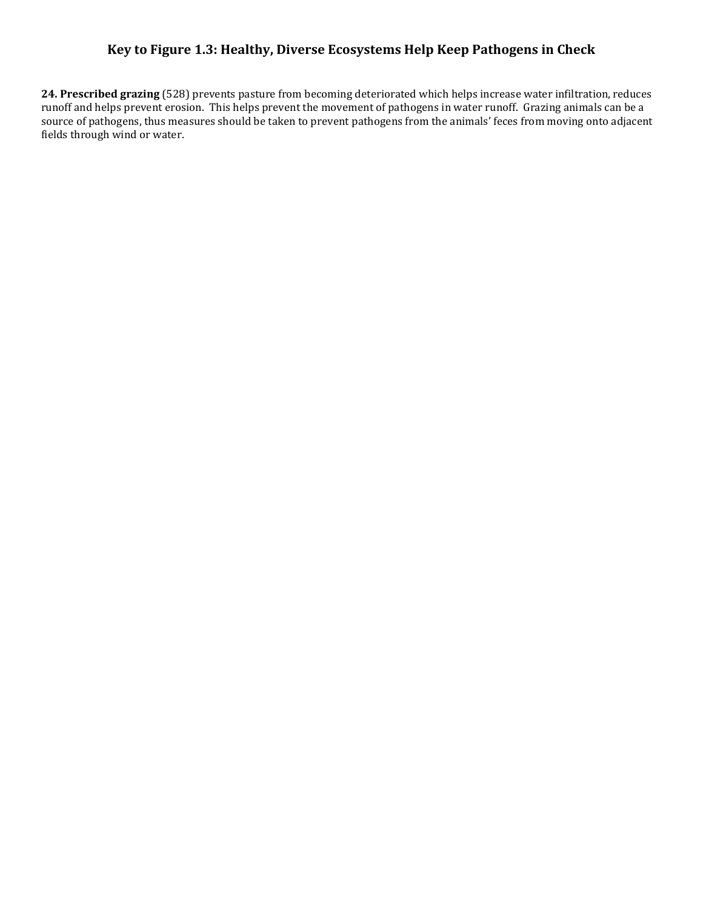## Key to Figure 1.3: Healthy, Diverse Ecosystems Help Keep Pathogens in Check

**24. Prescribed grazing** (528) prevents pasture from becoming deteriorated which helps increase water infiltration, reduces runoff and helps prevent erosion. This helps prevent the movement of pathogens in water runoff. Grazing animals can be a source of pathogens, thus measures should be taken to prevent pathogens from the animals' feces from moving onto adjacent fields through wind or water.